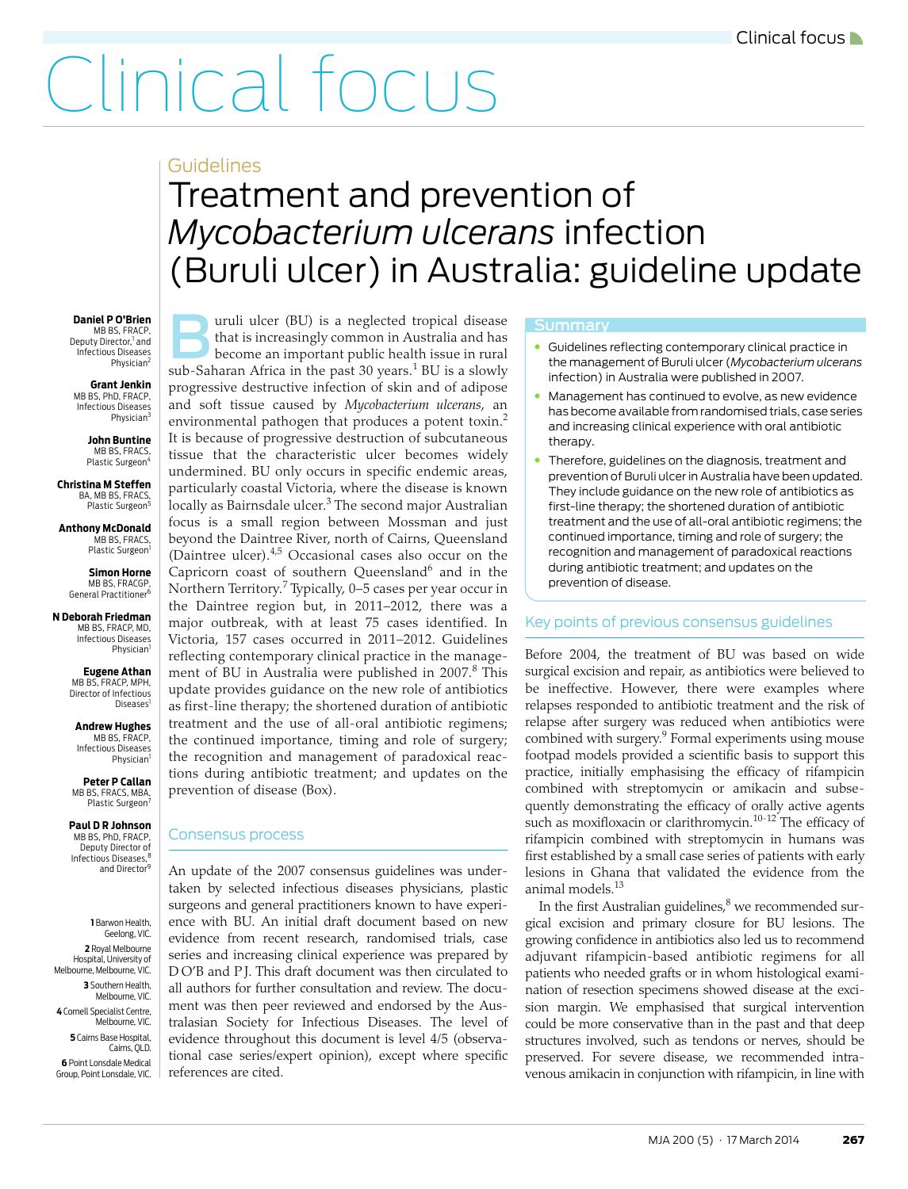# Clinical focus

Guidelines

## Treatment and prevention of *Mycobacterium ulcerans* infection (Buruli ulcer) in Australia: guideline update

**Daniel P O'Brien**
MB BS, FRACP,
Deputy Director,[1] and Infectious Diseases Physician[2]

**Grant Jenkin**
MB BS, PhD, FRACP,
Infectious Diseases Physician[3]

**John Buntine**
MB BS, FRACS,
Plastic Surgeon[4]

**Christina M Steffen**
BA, MB BS, FRACS,
Plastic Surgeon[5]

**Anthony McDonald**
MB BS, FRACS,
Plastic Surgeon[1]

**Simon Horne**
MB BS, FRACGP,
General Practitioner[6]

**N Deborah Friedman**
MB BS, FRACP, MD,
Infectious Diseases Physician[1]

**Eugene Athan**
MB BS, FRACP, MPH,
Director of Infectious Diseases[1]

**Andrew Hughes**
MB BS, FRACP,
Infectious Diseases Physician[1]

**Peter P Callan**
MB BS, FRACS, MBA,
Plastic Surgeon[7]

**Paul D R Johnson**
MB BS, PhD, FRACP,
Deputy Director of Infectious Diseases,[8] and Director[9]

**1** Barwon Health, Geelong, VIC.
**2** Royal Melbourne Hospital, University of Melbourne, Melbourne, VIC.
**3** Southern Health, Melbourne, VIC.
**4** Cornell Specialist Centre, Melbourne, VIC.
**5** Cairns Base Hospital, Cairns, QLD.
**6** Point Lonsdale Medical Group, Point Lonsdale, VIC.

### Summary

- Guidelines reflecting contemporary clinical practice in the management of Buruli ulcer (*Mycobacterium ulcerans* infection) in Australia were published in 2007.
- Management has continued to evolve, as new evidence has become available from randomised trials, case series and increasing clinical experience with oral antibiotic therapy.
- Therefore, guidelines on the diagnosis, treatment and prevention of Buruli ulcer in Australia have been updated. They include guidance on the new role of antibiotics as first-line therapy; the shortened duration of antibiotic treatment and the use of all-oral antibiotic regimens; the continued importance, timing and role of surgery; the recognition and management of paradoxical reactions during antibiotic treatment; and updates on the prevention of disease.

Buruli ulcer (BU) is a neglected tropical disease that is increasingly common in Australia and has become an important public health issue in rural sub-Saharan Africa in the past 30 years.[1] BU is a slowly progressive destructive infection of skin and of adipose and soft tissue caused by *Mycobacterium ulcerans*, an environmental pathogen that produces a potent toxin.[2] It is because of progressive destruction of subcutaneous tissue that the characteristic ulcer becomes widely undermined. BU only occurs in specific endemic areas, particularly coastal Victoria, where the disease is known locally as Bairnsdale ulcer.[3] The second major Australian focus is a small region between Mossman and just beyond the Daintree River, north of Cairns, Queensland (Daintree ulcer).[4,5] Occasional cases also occur on the Capricorn coast of southern Queensland[6] and in the Northern Territory.[7] Typically, 0–5 cases per year occur in the Daintree region but, in 2011–2012, there was a major outbreak, with at least 75 cases identified. In Victoria, 157 cases occurred in 2011–2012. Guidelines reflecting contemporary clinical practice in the management of BU in Australia were published in 2007.[8] This update provides guidance on the new role of antibiotics as first-line therapy; the shortened duration of antibiotic treatment and the use of all-oral antibiotic regimens; the continued importance, timing and role of surgery; the recognition and management of paradoxical reactions during antibiotic treatment; and updates on the prevention of disease (Box).

### Consensus process

An update of the 2007 consensus guidelines was undertaken by selected infectious diseases physicians, plastic surgeons and general practitioners known to have experience with BU. An initial draft document based on new evidence from recent research, randomised trials, case series and increasing clinical experience was prepared by D O'B and P J. This draft document was then circulated to all authors for further consultation and review. The document was then peer reviewed and endorsed by the Australasian Society for Infectious Diseases. The level of evidence throughout this document is level 4/5 (observational case series/expert opinion), except where specific references are cited.

### Key points of previous consensus guidelines

Before 2004, the treatment of BU was based on wide surgical excision and repair, as antibiotics were believed to be ineffective. However, there were examples where relapses responded to antibiotic treatment and the risk of relapse after surgery was reduced when antibiotics were combined with surgery.[9] Formal experiments using mouse footpad models provided a scientific basis to support this practice, initially emphasising the efficacy of rifampicin combined with streptomycin or amikacin and subsequently demonstrating the efficacy of orally active agents such as moxifloxacin or clarithromycin.[10-12] The efficacy of rifampicin combined with streptomycin in humans was first established by a small case series of patients with early lesions in Ghana that validated the evidence from the animal models.[13]

In the first Australian guidelines,[8] we recommended surgical excision and primary closure for BU lesions. The growing confidence in antibiotics also led us to recommend adjuvant rifampicin-based antibiotic regimens for all patients who needed grafts or in whom histological examination of resection specimens showed disease at the excision margin. We emphasised that surgical intervention could be more conservative than in the past and that deep structures involved, such as tendons or nerves, should be preserved. For severe disease, we recommended intravenous amikacin in conjunction with rifampicin, in line with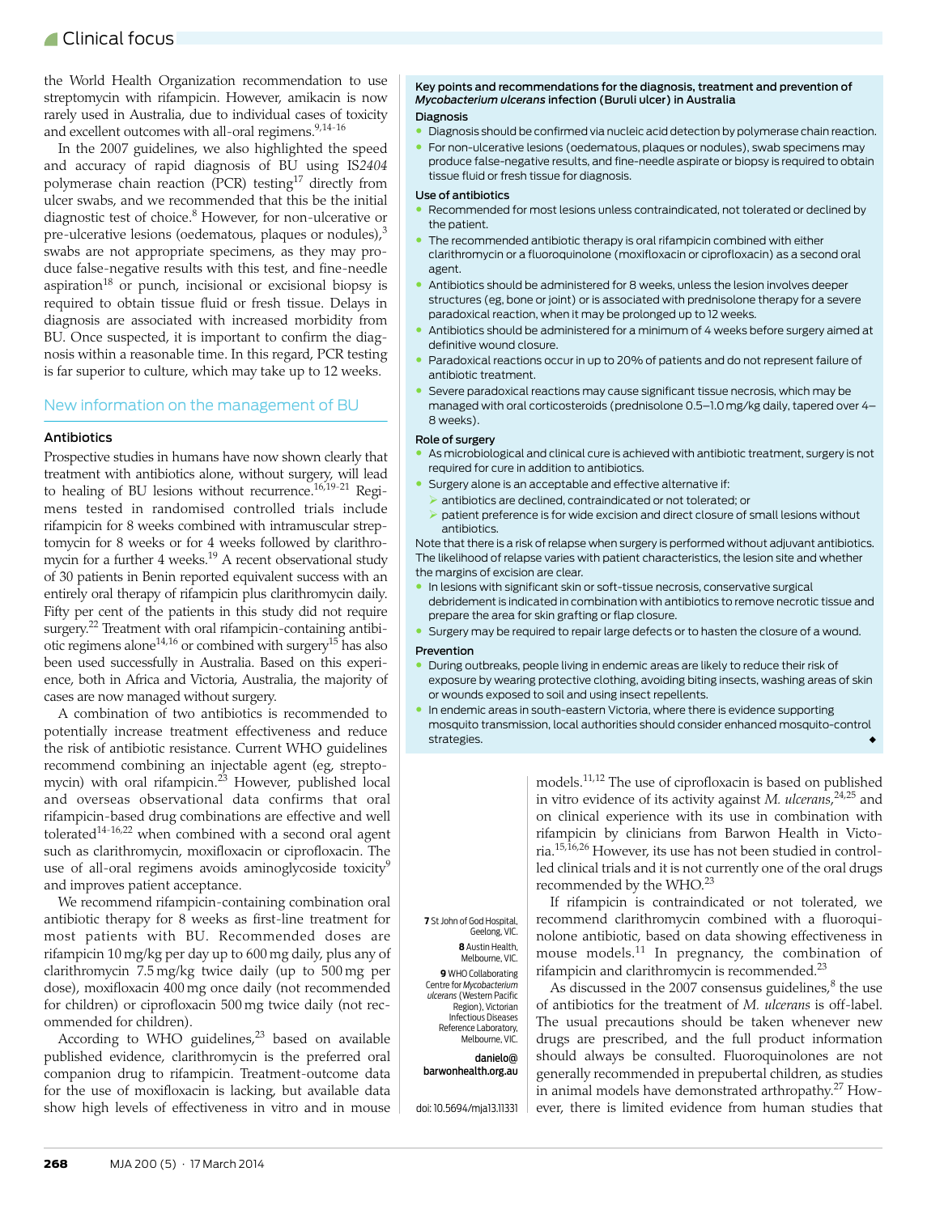the World Health Organization recommendation to use streptomycin with rifampicin. However, amikacin is now rarely used in Australia, due to individual cases of toxicity and excellent outcomes with all-oral regimens.[9,14-16]

In the 2007 guidelines, we also highlighted the speed and accuracy of rapid diagnosis of BU using IS*2404* polymerase chain reaction (PCR) testing[17] directly from ulcer swabs, and we recommended that this be the initial diagnostic test of choice.[8] However, for non-ulcerative or pre-ulcerative lesions (oedematous, plaques or nodules),[3] swabs are not appropriate specimens, as they may produce false-negative results with this test, and fine-needle aspiration[18] or punch, incisional or excisional biopsy is required to obtain tissue fluid or fresh tissue. Delays in diagnosis are associated with increased morbidity from BU. Once suspected, it is important to confirm the diagnosis within a reasonable time. In this regard, PCR testing is far superior to culture, which may take up to 12 weeks.

## New information on the management of BU

### Antibiotics

Prospective studies in humans have now shown clearly that treatment with antibiotics alone, without surgery, will lead to healing of BU lesions without recurrence.[16,19-21] Regimens tested in randomised controlled trials include rifampicin for 8 weeks combined with intramuscular streptomycin for 8 weeks or for 4 weeks followed by clarithromycin for a further 4 weeks.[19] A recent observational study of 30 patients in Benin reported equivalent success with an entirely oral therapy of rifampicin plus clarithromycin daily. Fifty per cent of the patients in this study did not require surgery.[22] Treatment with oral rifampicin-containing antibiotic regimens alone[14,16] or combined with surgery[15] has also been used successfully in Australia. Based on this experience, both in Africa and Victoria, Australia, the majority of cases are now managed without surgery.

A combination of two antibiotics is recommended to potentially increase treatment effectiveness and reduce the risk of antibiotic resistance. Current WHO guidelines recommend combining an injectable agent (eg, streptomycin) with oral rifampicin.[23] However, published local and overseas observational data confirms that oral rifampicin-based drug combinations are effective and well tolerated[14-16,22] when combined with a second oral agent such as clarithromycin, moxifloxacin or ciprofloxacin. The use of all-oral regimens avoids aminoglycoside toxicity[9] and improves patient acceptance.

We recommend rifampicin-containing combination oral antibiotic therapy for 8 weeks as first-line treatment for most patients with BU. Recommended doses are rifampicin 10 mg/kg per day up to 600 mg daily, plus any of clarithromycin 7.5 mg/kg twice daily (up to 500 mg per dose), moxifloxacin 400 mg once daily (not recommended for children) or ciprofloxacin 500 mg twice daily (not recommended for children).

According to WHO guidelines,[23] based on available published evidence, clarithromycin is the preferred oral companion drug to rifampicin. Treatment-outcome data for the use of moxifloxacin is lacking, but available data show high levels of effectiveness in vitro and in mouse models.[11,12] The use of ciprofloxacin is based on published in vitro evidence of its activity against *M. ulcerans*,[24,25] and on clinical experience with its use in combination with rifampicin by clinicians from Barwon Health in Victoria.[15,16,26] However, its use has not been studied in controlled clinical trials and it is not currently one of the oral drugs recommended by the WHO.[23]

If rifampicin is contraindicated or not tolerated, we recommend clarithromycin combined with a fluoroquinolone antibiotic, based on data showing effectiveness in mouse models.[11] In pregnancy, the combination of rifampicin and clarithromycin is recommended.[23]

As discussed in the 2007 consensus guidelines,[8] the use of antibiotics for the treatment of *M. ulcerans* is off-label. The usual precautions should be taken whenever new drugs are prescribed, and the full product information should always be consulted. Fluoroquinolones are not generally recommended in prepubertal children, as studies in animal models have demonstrated arthropathy.[27] However, there is limited evidence from human studies that

---

**Key points and recommendations for the diagnosis, treatment and prevention of *Mycobacterium ulcerans* infection (Buruli ulcer) in Australia**

**Diagnosis**

- Diagnosis should be confirmed via nucleic acid detection by polymerase chain reaction.
- For non-ulcerative lesions (oedematous, plaques or nodules), swab specimens may produce false-negative results, and fine-needle aspirate or biopsy is required to obtain tissue fluid or fresh tissue for diagnosis.

**Use of antibiotics**

- Recommended for most lesions unless contraindicated, not tolerated or declined by the patient.
- The recommended antibiotic therapy is oral rifampicin combined with either clarithromycin or a fluoroquinolone (moxifloxacin or ciprofloxacin) as a second oral agent.
- Antibiotics should be administered for 8 weeks, unless the lesion involves deeper structures (eg, bone or joint) or is associated with prednisolone therapy for a severe paradoxical reaction, when it may be prolonged up to 12 weeks.
- Antibiotics should be administered for a minimum of 4 weeks before surgery aimed at definitive wound closure.
- Paradoxical reactions occur in up to 20% of patients and do not represent failure of antibiotic treatment.
- Severe paradoxical reactions may cause significant tissue necrosis, which may be managed with oral corticosteroids (prednisolone 0.5–1.0 mg/kg daily, tapered over 4–8 weeks).

**Role of surgery**

- As microbiological and clinical cure is achieved with antibiotic treatment, surgery is not required for cure in addition to antibiotics.
- Surgery alone is an acceptable and effective alternative if:
  - antibiotics are declined, contraindicated or not tolerated; or
  - patient preference is for wide excision and direct closure of small lesions without antibiotics.

Note that there is a risk of relapse when surgery is performed without adjuvant antibiotics. The likelihood of relapse varies with patient characteristics, the lesion site and whether the margins of excision are clear.

- In lesions with significant skin or soft-tissue necrosis, conservative surgical debridement is indicated in combination with antibiotics to remove necrotic tissue and prepare the area for skin grafting or flap closure.
- Surgery may be required to repair large defects or to hasten the closure of a wound.

**Prevention**

- During outbreaks, people living in endemic areas are likely to reduce their risk of exposure by wearing protective clothing, avoiding biting insects, washing areas of skin or wounds exposed to soil and using insect repellents.
- In endemic areas in south-eastern Victoria, where there is evidence supporting mosquito transmission, local authorities should consider enhanced mosquito-control strategies. ◆

---

**7** St John of God Hospital, Geelong, VIC.

**8** Austin Health, Melbourne, VIC.

**9** WHO Collaborating Centre for *Mycobacterium ulcerans* (Western Pacific Region), Victorian Infectious Diseases Reference Laboratory, Melbourne, VIC.

danielo@barwonhealth.org.au

doi: 10.5694/mja13.11331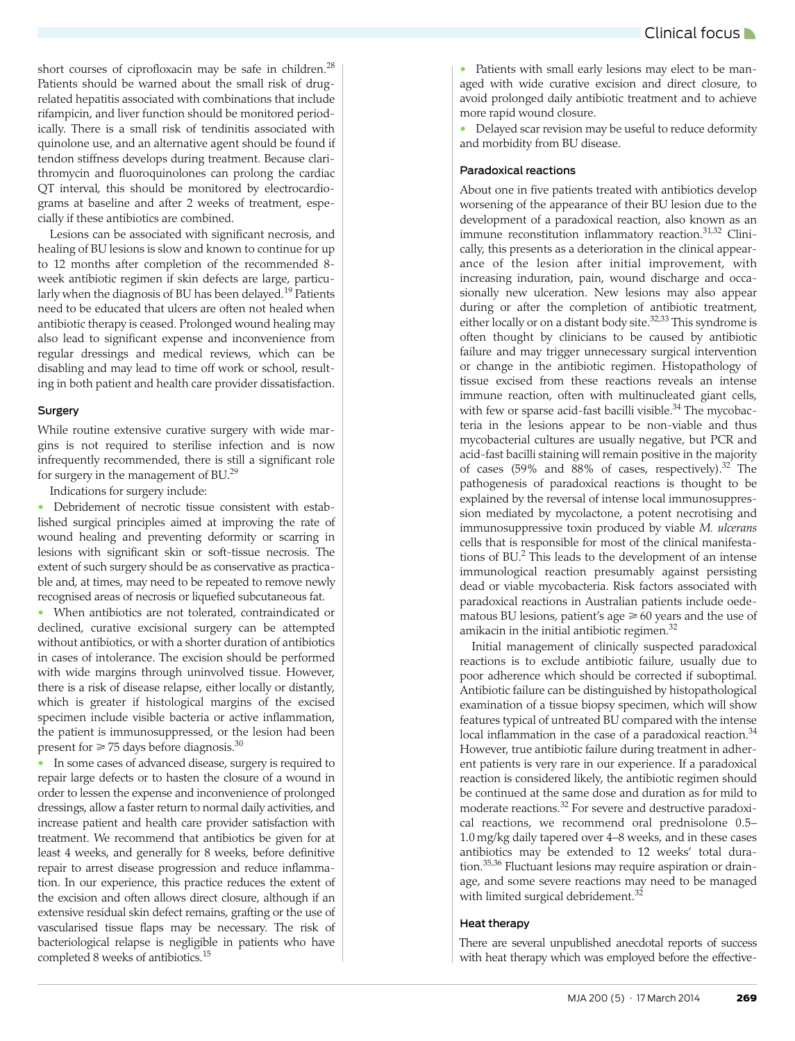short courses of ciprofloxacin may be safe in children.[28] Patients should be warned about the small risk of drug-related hepatitis associated with combinations that include rifampicin, and liver function should be monitored periodically. There is a small risk of tendinitis associated with quinolone use, and an alternative agent should be found if tendon stiffness develops during treatment. Because clarithromycin and fluoroquinolones can prolong the cardiac QT interval, this should be monitored by electrocardiograms at baseline and after 2 weeks of treatment, especially if these antibiotics are combined.

Lesions can be associated with significant necrosis, and healing of BU lesions is slow and known to continue for up to 12 months after completion of the recommended 8-week antibiotic regimen if skin defects are large, particularly when the diagnosis of BU has been delayed.[19] Patients need to be educated that ulcers are often not healed when antibiotic therapy is ceased. Prolonged wound healing may also lead to significant expense and inconvenience from regular dressings and medical reviews, which can be disabling and may lead to time off work or school, resulting in both patient and health care provider dissatisfaction.

### Surgery

While routine extensive curative surgery with wide margins is not required to sterilise infection and is now infrequently recommended, there is still a significant role for surgery in the management of BU.[29]

Indications for surgery include:

- Debridement of necrotic tissue consistent with established surgical principles aimed at improving the rate of wound healing and preventing deformity or scarring in lesions with significant skin or soft-tissue necrosis. The extent of such surgery should be as conservative as practicable and, at times, may need to be repeated to remove newly recognised areas of necrosis or liquefied subcutaneous fat.
- When antibiotics are not tolerated, contraindicated or declined, curative excisional surgery can be attempted without antibiotics, or with a shorter duration of antibiotics in cases of intolerance. The excision should be performed with wide margins through uninvolved tissue. However, there is a risk of disease relapse, either locally or distantly, which is greater if histological margins of the excised specimen include visible bacteria or active inflammation, the patient is immunosuppressed, or the lesion had been present for ⩾ 75 days before diagnosis.[30]
- In some cases of advanced disease, surgery is required to repair large defects or to hasten the closure of a wound in order to lessen the expense and inconvenience of prolonged dressings, allow a faster return to normal daily activities, and increase patient and health care provider satisfaction with treatment. We recommend that antibiotics be given for at least 4 weeks, and generally for 8 weeks, before definitive repair to arrest disease progression and reduce inflammation. In our experience, this practice reduces the extent of the excision and often allows direct closure, although if an extensive residual skin defect remains, grafting or the use of vascularised tissue flaps may be necessary. The risk of bacteriological relapse is negligible in patients who have completed 8 weeks of antibiotics.[15]
- Patients with small early lesions may elect to be managed with wide curative excision and direct closure, to avoid prolonged daily antibiotic treatment and to achieve more rapid wound closure.
- Delayed scar revision may be useful to reduce deformity and morbidity from BU disease.

### Paradoxical reactions

About one in five patients treated with antibiotics develop worsening of the appearance of their BU lesion due to the development of a paradoxical reaction, also known as an immune reconstitution inflammatory reaction.[31,32] Clinically, this presents as a deterioration in the clinical appearance of the lesion after initial improvement, with increasing induration, pain, wound discharge and occasionally new ulceration. New lesions may also appear during or after the completion of antibiotic treatment, either locally or on a distant body site.[32,33] This syndrome is often thought by clinicians to be caused by antibiotic failure and may trigger unnecessary surgical intervention or change in the antibiotic regimen. Histopathology of tissue excised from these reactions reveals an intense immune reaction, often with multinucleated giant cells, with few or sparse acid-fast bacilli visible.[34] The mycobacteria in the lesions appear to be non-viable and thus mycobacterial cultures are usually negative, but PCR and acid-fast bacilli staining will remain positive in the majority of cases (59% and 88% of cases, respectively).[32] The pathogenesis of paradoxical reactions is thought to be explained by the reversal of intense local immunosuppression mediated by mycolactone, a potent necrotising and immunosuppressive toxin produced by viable *M. ulcerans* cells that is responsible for most of the clinical manifestations of BU.[2] This leads to the development of an intense immunological reaction presumably against persisting dead or viable mycobacteria. Risk factors associated with paradoxical reactions in Australian patients include oedematous BU lesions, patient's age ⩾ 60 years and the use of amikacin in the initial antibiotic regimen.[32]

Initial management of clinically suspected paradoxical reactions is to exclude antibiotic failure, usually due to poor adherence which should be corrected if suboptimal. Antibiotic failure can be distinguished by histopathological examination of a tissue biopsy specimen, which will show features typical of untreated BU compared with the intense local inflammation in the case of a paradoxical reaction.[34] However, true antibiotic failure during treatment in adherent patients is very rare in our experience. If a paradoxical reaction is considered likely, the antibiotic regimen should be continued at the same dose and duration as for mild to moderate reactions.[32] For severe and destructive paradoxical reactions, we recommend oral prednisolone 0.5–1.0 mg/kg daily tapered over 4–8 weeks, and in these cases antibiotics may be extended to 12 weeks' total duration.[35,36] Fluctuant lesions may require aspiration or drainage, and some severe reactions may need to be managed with limited surgical debridement.[32]

### Heat therapy

There are several unpublished anecdotal reports of success with heat therapy which was employed before the effective-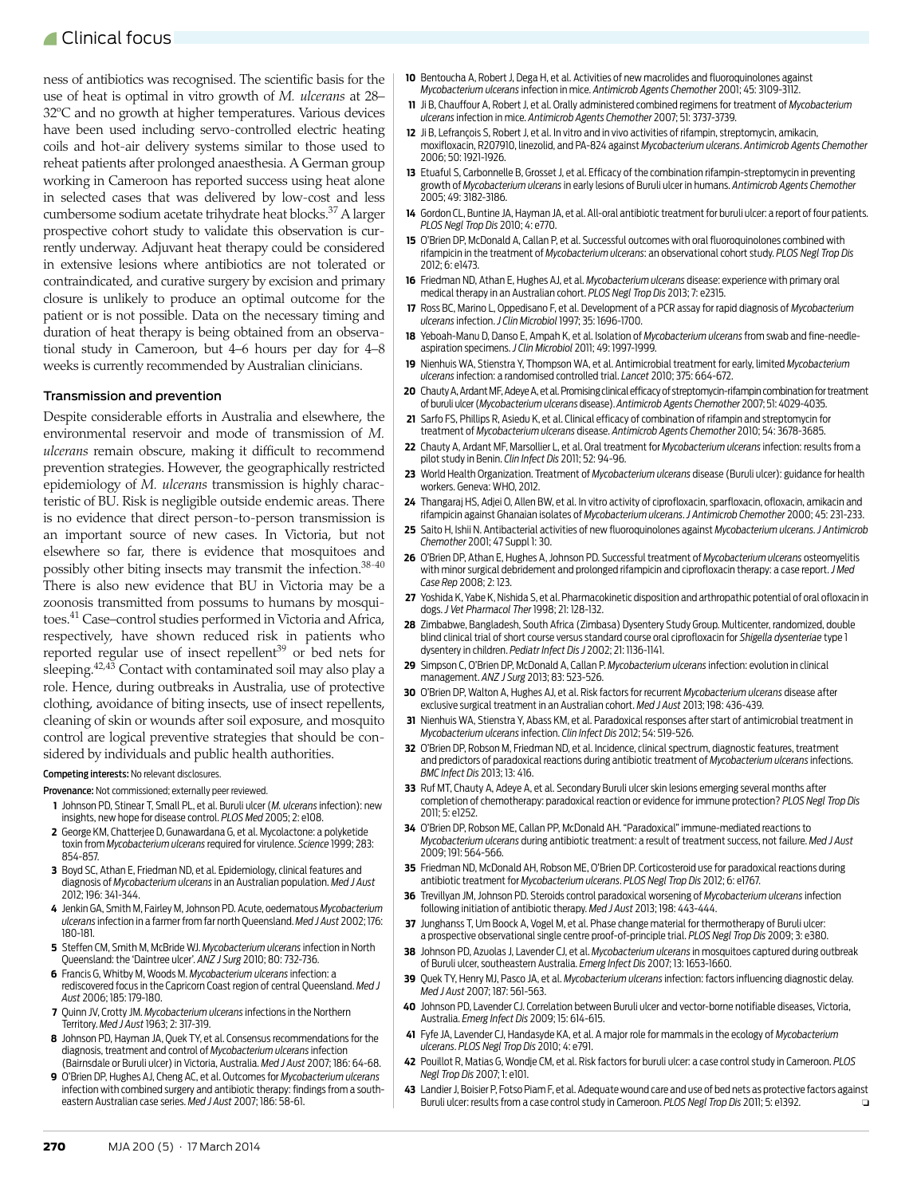ness of antibiotics was recognised. The scientific basis for the use of heat is optimal in vitro growth of *M. ulcerans* at 28–32°C and no growth at higher temperatures. Various devices have been used including servo-controlled electric heating coils and hot-air delivery systems similar to those used to reheat patients after prolonged anaesthesia. A German group working in Cameroon has reported success using heat alone in selected cases that was delivered by low-cost and less cumbersome sodium acetate trihydrate heat blocks.[37] A larger prospective cohort study to validate this observation is currently underway. Adjuvant heat therapy could be considered in extensive lesions where antibiotics are not tolerated or contraindicated, and curative surgery by excision and primary closure is unlikely to produce an optimal outcome for the patient or is not possible. Data on the necessary timing and duration of heat therapy is being obtained from an observational study in Cameroon, but 4–6 hours per day for 4–8 weeks is currently recommended by Australian clinicians.

## Transmission and prevention

Despite considerable efforts in Australia and elsewhere, the environmental reservoir and mode of transmission of *M. ulcerans* remain obscure, making it difficult to recommend prevention strategies. However, the geographically restricted epidemiology of *M. ulcerans* transmission is highly characteristic of BU. Risk is negligible outside endemic areas. There is no evidence that direct person-to-person transmission is an important source of new cases. In Victoria, but not elsewhere so far, there is evidence that mosquitoes and possibly other biting insects may transmit the infection.[38–40] There is also new evidence that BU in Victoria may be a zoonosis transmitted from possums to humans by mosquitoes.[41] Case–control studies performed in Victoria and Africa, respectively, have shown reduced risk in patients who reported regular use of insect repellent[39] or bed nets for sleeping.[42,43] Contact with contaminated soil may also play a role. Hence, during outbreaks in Australia, use of protective clothing, avoidance of biting insects, use of insect repellents, cleaning of skin or wounds after soil exposure, and mosquito control are logical preventive strategies that should be considered by individuals and public health authorities.

**Competing interests:** No relevant disclosures.

**Provenance:** Not commissioned; externally peer reviewed.

1. Johnson PD, Stinear T, Small PL, et al. Buruli ulcer (*M. ulcerans* infection): new insights, new hope for disease control. *PLOS Med* 2005; 2: e108.
2. George KM, Chatterjee D, Gunawardana G, et al. Mycolactone: a polyketide toxin from *Mycobacterium ulcerans* required for virulence. *Science* 1999; 283: 854-857.
3. Boyd SC, Athan E, Friedman ND, et al. Epidemiology, clinical features and diagnosis of *Mycobacterium ulcerans* in an Australian population. *Med J Aust* 2012; 196: 341-344.
4. Jenkin GA, Smith M, Fairley M, Johnson PD. Acute, oedematous *Mycobacterium ulcerans* infection in a farmer from far north Queensland. *Med J Aust* 2002; 176: 180-181.
5. Steffen CM, Smith M, McBride WJ. *Mycobacterium ulcerans* infection in North Queensland: the 'Daintree ulcer'. *ANZ J Surg* 2010; 80: 732-736.
6. Francis G, Whitby M, Woods M. *Mycobacterium ulcerans* infection: a rediscovered focus in the Capricorn Coast region of central Queensland. *Med J Aust* 2006; 185: 179-180.
7. Quinn JV, Crotty JM. *Mycobacterium ulcerans* infections in the Northern Territory. *Med J Aust* 1963; 2: 317-319.
8. Johnson PD, Hayman JA, Quek TY, et al. Consensus recommendations for the diagnosis, treatment and control of *Mycobacterium ulcerans* infection (Bairnsdale or Buruli ulcer) in Victoria, Australia. *Med J Aust* 2007; 186: 64-68.
9. O'Brien DP, Hughes AJ, Cheng AC, et al. Outcomes for *Mycobacterium ulcerans* infection with combined surgery and antibiotic therapy: findings from a south-eastern Australian case series. *Med J Aust* 2007; 186: 58-61.
10. Bentoucha A, Robert J, Dega H, et al. Activities of new macrolides and fluoroquinolones against *Mycobacterium ulcerans* infection in mice. *Antimicrob Agents Chemother* 2001; 45: 3109-3112.
11. Ji B, Chauffour A, Robert J, et al. Orally administered combined regimens for treatment of *Mycobacterium ulcerans* infection in mice. *Antimicrob Agents Chemother* 2007; 51: 3737-3739.
12. Ji B, Lefrançois S, Robert J, et al. In vitro and in vivo activities of rifampin, streptomycin, amikacin, moxifloxacin, R207910, linezolid, and PA-824 against *Mycobacterium ulcerans*. *Antimicrob Agents Chemother* 2006; 50: 1921-1926.
13. Etuaful S, Carbonnelle B, Grosset J, et al. Efficacy of the combination rifampin-streptomycin in preventing growth of *Mycobacterium ulcerans* in early lesions of Buruli ulcer in humans. *Antimicrob Agents Chemother* 2005; 49: 3182-3186.
14. Gordon CL, Buntine JA, Hayman JA, et al. All-oral antibiotic treatment for buruli ulcer: a report of four patients. *PLOS Negl Trop Dis* 2010; 4: e770.
15. O'Brien DP, McDonald A, Callan P, et al. Successful outcomes with oral fluoroquinolones combined with rifampicin in the treatment of *Mycobacterium ulcerans*: an observational cohort study. *PLOS Negl Trop Dis* 2012; 6: e1473.
16. Friedman ND, Athan E, Hughes AJ, et al. *Mycobacterium ulcerans* disease: experience with primary oral medical therapy in an Australian cohort. *PLOS Negl Trop Dis* 2013; 7: e2315.
17. Ross BC, Marino L, Oppedisano F, et al. Development of a PCR assay for rapid diagnosis of *Mycobacterium ulcerans* infection. *J Clin Microbiol* 1997; 35: 1696-1700.
18. Yeboah-Manu D, Danso E, Ampah K, et al. Isolation of *Mycobacterium ulcerans* from swab and fine-needle-aspiration specimens. *J Clin Microbiol* 2011; 49: 1997-1999.
19. Nienhuis WA, Stienstra Y, Thompson WA, et al. Antimicrobial treatment for early, limited *Mycobacterium ulcerans* infection: a randomised controlled trial. *Lancet* 2010; 375: 664-672.
20. Chauty A, Ardant MF, Adeye A, et al. Promising clinical efficacy of streptomycin-rifampin combination for treatment of buruli ulcer (*Mycobacterium ulcerans* disease). *Antimicrob Agents Chemother* 2007; 51: 4029-4035.
21. Sarfo FS, Phillips R, Asiedu K, et al. Clinical efficacy of combination of rifampin and streptomycin for treatment of *Mycobacterium ulcerans* disease. *Antimicrob Agents Chemother* 2010; 54: 3678-3685.
22. Chauty A, Ardant MF, Marsollier L, et al. Oral treatment for *Mycobacterium ulcerans* infection: results from a pilot study in Benin. *Clin Infect Dis* 2011; 52: 94-96.
23. World Health Organization. Treatment of *Mycobacterium ulcerans* disease (Buruli ulcer): guidance for health workers. Geneva: WHO, 2012.
24. Thangaraj HS, Adjei O, Allen BW, et al. In vitro activity of ciprofloxacin, sparfloxacin, ofloxacin, amikacin and rifampicin against Ghanaian isolates of *Mycobacterium ulcerans*. *J Antimicrob Chemother* 2000; 45: 231-233.
25. Saito H, Ishii N. Antibacterial activities of new fluoroquinolones against *Mycobacterium ulcerans*. *J Antimicrob Chemother* 2001; 47 Suppl 1: 30.
26. O'Brien DP, Athan E, Hughes A, Johnson PD. Successful treatment of *Mycobacterium ulcerans* osteomyelitis with minor surgical debridement and prolonged rifampicin and ciprofloxacin therapy: a case report. *J Med Case Rep* 2008; 2: 123.
27. Yoshida K, Yabe K, Nishida S, et al. Pharmacokinetic disposition and arthropathic potential of oral ofloxacin in dogs. *J Vet Pharmacol Ther* 1998; 21: 128-132.
28. Zimbabwe, Bangladesh, South Africa (Zimbasa) Dysentery Study Group. Multicenter, randomized, double blind clinical trial of short course versus standard course oral ciprofloxacin for *Shigella dysenteriae* type 1 dysentery in children. *Pediatr Infect Dis J* 2002; 21: 1136-1141.
29. Simpson C, O'Brien DP, McDonald A, Callan P. *Mycobacterium ulcerans* infection: evolution in clinical management. *ANZ J Surg* 2013; 83: 523-526.
30. O'Brien DP, Walton A, Hughes AJ, et al. Risk factors for recurrent *Mycobacterium ulcerans* disease after exclusive surgical treatment in an Australian cohort. *Med J Aust* 2013; 198: 436-439.
31. Nienhuis WA, Stienstra Y, Abass KM, et al. Paradoxical responses after start of antimicrobial treatment in *Mycobacterium ulcerans* infection. *Clin Infect Dis* 2012; 54: 519-526.
32. O'Brien DP, Robson M, Friedman ND, et al. Incidence, clinical spectrum, diagnostic features, treatment and predictors of paradoxical reactions during antibiotic treatment of *Mycobacterium ulcerans* infections. *BMC Infect Dis* 2013; 13: 416.
33. Ruf MT, Chauty A, Adeye A, et al. Secondary Buruli ulcer skin lesions emerging several months after completion of chemotherapy: paradoxical reaction or evidence for immune protection? *PLOS Negl Trop Dis* 2011; 5: e1252.
34. O'Brien DP, Robson ME, Callan PP, McDonald AH. "Paradoxical" immune-mediated reactions to *Mycobacterium ulcerans* during antibiotic treatment: a result of treatment success, not failure. *Med J Aust* 2009; 191: 564-566.
35. Friedman ND, McDonald AH, Robson ME, O'Brien DP. Corticosteroid use for paradoxical reactions during antibiotic treatment for *Mycobacterium ulcerans*. *PLOS Negl Trop Dis* 2012; 6: e1767.
36. Trevillyan JM, Johnson PD. Steroids control paradoxical worsening of *Mycobacterium ulcerans* infection following initiation of antibiotic therapy. *Med J Aust* 2013; 198: 443-444.
37. Junghanss T, Um Boock A, Vogel M, et al. Phase change material for thermotherapy of Buruli ulcer: a prospective observational single centre proof-of-principle trial. *PLOS Negl Trop Dis* 2009; 3: e380.
38. Johnson PD, Azuolas J, Lavender CJ, et al. *Mycobacterium ulcerans* in mosquitoes captured during outbreak of Buruli ulcer, southeastern Australia. *Emerg Infect Dis* 2007; 13: 1653-1660.
39. Quek TY, Henry MJ, Pasco JA, et al. *Mycobacterium ulcerans* infection: factors influencing diagnostic delay. *Med J Aust* 2007; 187: 561-563.
40. Johnson PD, Lavender CJ. Correlation between Buruli ulcer and vector-borne notifiable diseases, Victoria, Australia. *Emerg Infect Dis* 2009; 15: 614-615.
41. Fyfe JA, Lavender CJ, Handasyde KA, et al. A major role for mammals in the ecology of *Mycobacterium ulcerans*. *PLOS Negl Trop Dis* 2010; 4: e791.
42. Pouillot R, Matias G, Wondje CM, et al. Risk factors for buruli ulcer: a case control study in Cameroon. *PLOS Negl Trop Dis* 2007; 1: e101.
43. Landier J, Boisier P, Fotso Piam F, et al. Adequate wound care and use of bed nets as protective factors against Buruli ulcer: results from a case control study in Cameroon. *PLOS Negl Trop Dis* 2011; 5: e1392.